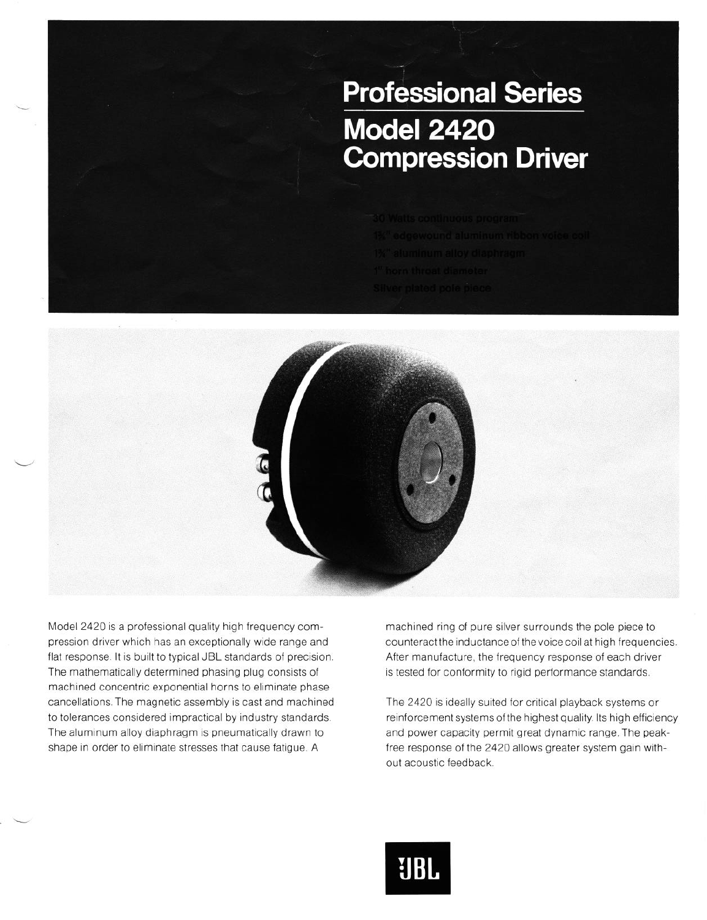# Professional Series

# Model 2420 Compression Driver

- 30 Watts continuous program
- 1¾" edgewound aluminum ribbon voice coil
- 1¾" aluminum alloy diaphragm
- 1" horn throat diameter
- Silver plated pole piece

Model 2420 is a professional quality high frequency compression driver which has an exceptionally wide range and flat response. It is built to typical JBL standards of precision. The mathematically determined phasing plug consists of machined concentric exponential horns to eliminate phase cancellations. The magnetic assembly is cast and machined to tolerances considered impractical by industry standards. The aluminum alloy diaphragm is pneumatically drawn to shape in order to eliminate stresses that cause fatigue. A machined ring of pure silver surrounds the pole piece to counteract the inductance of the voice coil at high frequencies. After manufacture, the frequency response of each driver is tested for conformity to rigid performance standards.

The 2420 is ideally suited for critical playback systems or reinforcement systems of the highest quality. Its high efficiency and power capacity permit great dynamic range. The peak-free response of the 2420 allows greater system gain without acoustic feedback.

JBL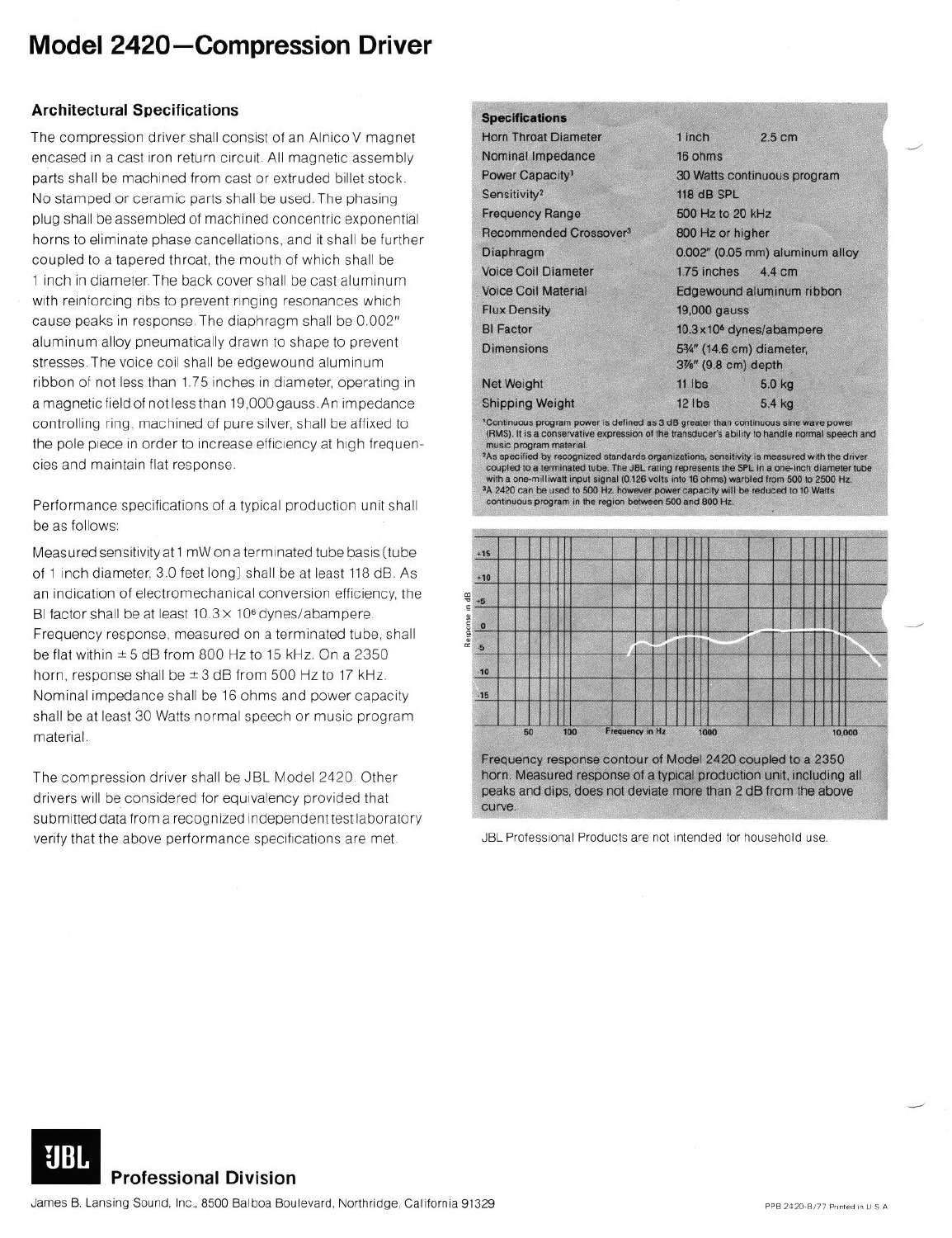# Model 2420—Compression Driver

## Architectural Specifications

The compression driver shall consist of an Alnico V magnet encased in a cast iron return circuit. All magnetic assembly parts shall be machined from cast or extruded billet stock. No stamped or ceramic parts shall be used. The phasing plug shall be assembled of machined concentric exponential horns to eliminate phase cancellations, and it shall be further coupled to a tapered throat, the mouth of which shall be 1 inch in diameter. The back cover shall be cast aluminum with reinforcing ribs to prevent ringing resonances which cause peaks in response. The diaphragm shall be 0.002" aluminum alloy pneumatically drawn to shape to prevent stresses. The voice coil shall be edgewound aluminum ribbon of not less than 1.75 inches in diameter, operating in a magnetic field of not less than 19,000 gauss. An impedance controlling ring, machined of pure silver, shall be affixed to the pole piece in order to increase efficiency at high frequencies and maintain flat response.

Performance specifications of a typical production unit shall be as follows:

Measured sensitivity at 1 mW on a terminated tube basis (tube of 1 inch diameter, 3.0 feet long) shall be at least 118 dB. As an indication of electromechanical conversion efficiency, the Bl factor shall be at least $10.3 \times 10^6$ dynes/abampere. Frequency response, measured on a terminated tube, shall be flat within ± 5 dB from 800 Hz to 15 kHz. On a 2350 horn, response shall be ± 3 dB from 500 Hz to 17 kHz. Nominal impedance shall be 16 ohms and power capacity shall be at least 30 Watts normal speech or music program material.

The compression driver shall be JBL Model 2420. Other drivers will be considered for equivalency provided that submitted data from a recognized independent test laboratory verify that the above performance specifications are met.

## Specifications

| | | |
|---|---|---|
| Horn Throat Diameter | 1 inch | 2.5 cm |
| Nominal Impedance | 16 ohms | |
| Power Capacity[1] | 30 Watts continuous program | |
| Sensitivity[2] | 118 dB SPL | |
| Frequency Range | 500 Hz to 20 kHz | |
| Recommended Crossover[3] | 800 Hz or higher | |
| Diaphragm | 0.002" (0.05 mm) aluminum alloy | |
| Voice Coil Diameter | 1.75 inches | 4.4 cm |
| Voice Coil Material | Edgewound aluminum ribbon | |
| Flux Density | 19,000 gauss | |
| Bl Factor | $10.3 \times 10^6$ dynes/abampere | |
| Dimensions | 5¾" (14.6 cm) diameter, 3⅞" (9.8 cm) depth | |
| Net Weight | 11 lbs | 5.0 kg |
| Shipping Weight | 12 lbs | 5.4 kg |

[1] Continuous program power is defined as 3 dB greater than continuous sine wave power (RMS). It is a conservative expression of the transducer's ability to handle normal speech and music program material.

[2] As specified by recognized standards organizations, sensitivity is measured with the driver coupled to a terminated tube. The JBL rating represents the SPL in a one-inch diameter tube with a one-milliwatt input signal (0.126 volts into 16 ohms) warbled from 500 to 2500 Hz.

[3] A 2420 can be used to 500 Hz, however power capacity will be reduced to 10 Watts continuous program in the region between 500 and 800 Hz.

Response in dB
+15
+10
+5
0
-5
-10
-15
50
100
Frequency in Hz
1000
10,000

Frequency response contour of Model 2420 coupled to a 2350 horn. Measured response of a typical production unit, including all peaks and dips, does not deviate more than 2 dB from the above curve.

JBL Professional Products are not intended for household use.

**JBL Professional Division**

James B. Lansing Sound, Inc., 8500 Balboa Boulevard, Northridge, California 91329

PPB 2420-8/77 Printed in U.S.A.